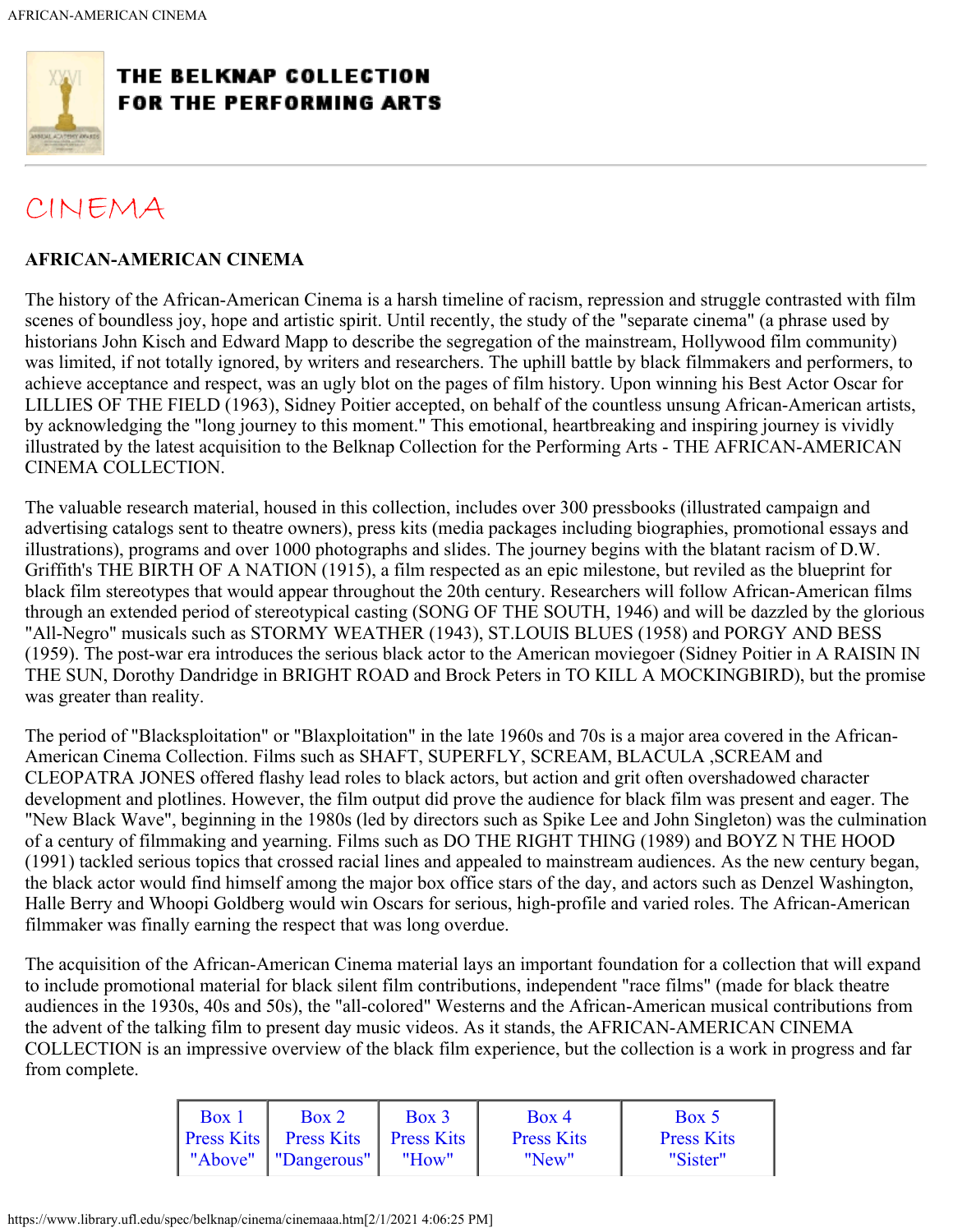# THE BELKNAP COLLECTION FOR THE PERFORMING ARTS

## CINEMA

**AFRICAN-AMERICAN CINEMA**

The history of the African-American Cinema is a harsh timeline of racism, repression and struggle contrasted with film scenes of boundless joy, hope and artistic spirit. Until recently, the study of the "separate cinema" (a phrase used by historians John Kisch and Edward Mapp to describe the segregation of the mainstream, Hollywood film community) was limited, if not totally ignored, by writers and researchers. The uphill battle by black filmmakers and performers, to achieve acceptance and respect, was an ugly blot on the pages of film history. Upon winning his Best Actor Oscar for LILLIES OF THE FIELD (1963), Sidney Poitier accepted, on behalf of the countless unsung African-American artists, by acknowledging the "long journey to this moment." This emotional, heartbreaking and inspiring journey is vividly illustrated by the latest acquisition to the Belknap Collection for the Performing Arts - THE AFRICAN-AMERICAN CINEMA COLLECTION.

The valuable research material, housed in this collection, includes over 300 pressbooks (illustrated campaign and advertising catalogs sent to theatre owners), press kits (media packages including biographies, promotional essays and illustrations), programs and over 1000 photographs and slides. The journey begins with the blatant racism of D.W. Griffith's THE BIRTH OF A NATION (1915), a film respected as an epic milestone, but reviled as the blueprint for black film stereotypes that would appear throughout the 20th century. Researchers will follow African-American films through an extended period of stereotypical casting (SONG OF THE SOUTH, 1946) and will be dazzled by the glorious "All-Negro" musicals such as STORMY WEATHER (1943), ST.LOUIS BLUES (1958) and PORGY AND BESS (1959). The post-war era introduces the serious black actor to the American moviegoer (Sidney Poitier in A RAISIN IN THE SUN, Dorothy Dandridge in BRIGHT ROAD and Brock Peters in TO KILL A MOCKINGBIRD), but the promise was greater than reality.

The period of "Blacksploitation" or "Blaxploitation" in the late 1960s and 70s is a major area covered in the African-American Cinema Collection. Films such as SHAFT, SUPERFLY, SCREAM, BLACULA ,SCREAM and CLEOPATRA JONES offered flashy lead roles to black actors, but action and grit often overshadowed character development and plotlines. However, the film output did prove the audience for black film was present and eager. The "New Black Wave", beginning in the 1980s (led by directors such as Spike Lee and John Singleton) was the culmination of a century of filmmaking and yearning. Films such as DO THE RIGHT THING (1989) and BOYZ N THE HOOD (1991) tackled serious topics that crossed racial lines and appealed to mainstream audiences. As the new century began, the black actor would find himself among the major box office stars of the day, and actors such as Denzel Washington, Halle Berry and Whoopi Goldberg would win Oscars for serious, high-profile and varied roles. The African-American filmmaker was finally earning the respect that was long overdue.

The acquisition of the African-American Cinema material lays an important foundation for a collection that will expand to include promotional material for black silent film contributions, independent "race films" (made for black theatre audiences in the 1930s, 40s and 50s), the "all-colored" Westerns and the African-American musical contributions from the advent of the talking film to present day music videos. As it stands, the AFRICAN-AMERICAN CINEMA COLLECTION is an impressive overview of the black film experience, but the collection is a work in progress and far from complete.

| Box 1 Press Kits "Above" | Box 2 Press Kits "Dangerous" | Box 3 Press Kits "How" | Box 4 Press Kits "New" | Box 5 Press Kits "Sister" |
|---|---|---|---|---|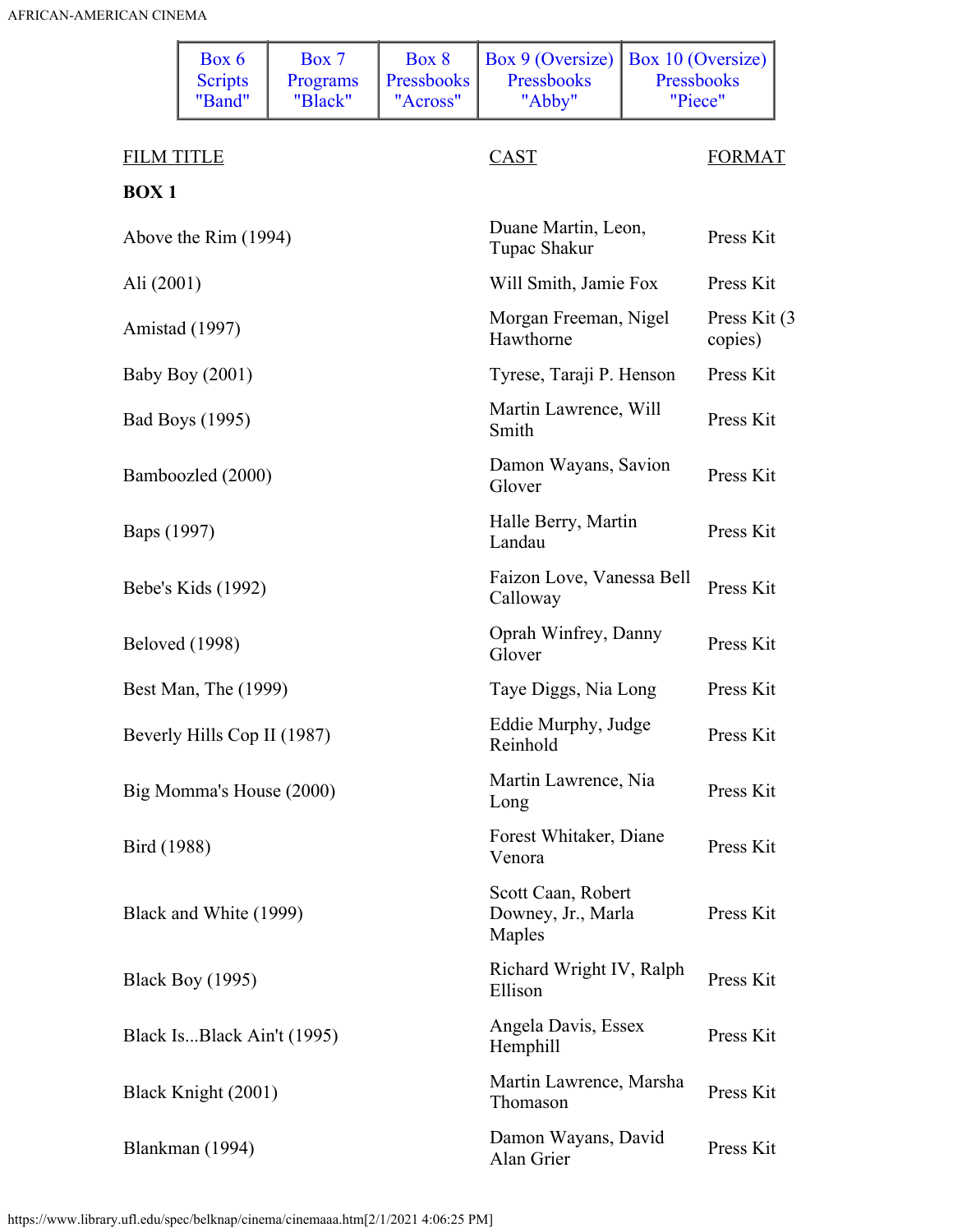| Box 6 Scripts "Band" | Box 7 Programs "Black" | Box 8 Pressbooks "Across" | Box 9 (Oversize) Pressbooks "Abby" | Box 10 (Oversize) Pressbooks "Piece" |
|---|---|---|---|---|

| FILM TITLE | CAST | FORMAT |
|---|---|---|
| **BOX 1** | | |
| Above the Rim (1994) | Duane Martin, Leon, Tupac Shakur | Press Kit |
| Ali (2001) | Will Smith, Jamie Fox | Press Kit |
| Amistad (1997) | Morgan Freeman, Nigel Hawthorne | Press Kit (3 copies) |
| Baby Boy (2001) | Tyrese, Taraji P. Henson | Press Kit |
| Bad Boys (1995) | Martin Lawrence, Will Smith | Press Kit |
| Bamboozled (2000) | Damon Wayans, Savion Glover | Press Kit |
| Baps (1997) | Halle Berry, Martin Landau | Press Kit |
| Bebe's Kids (1992) | Faizon Love, Vanessa Bell Calloway | Press Kit |
| Beloved (1998) | Oprah Winfrey, Danny Glover | Press Kit |
| Best Man, The (1999) | Taye Diggs, Nia Long | Press Kit |
| Beverly Hills Cop II (1987) | Eddie Murphy, Judge Reinhold | Press Kit |
| Big Momma's House (2000) | Martin Lawrence, Nia Long | Press Kit |
| Bird (1988) | Forest Whitaker, Diane Venora | Press Kit |
| Black and White (1999) | Scott Caan, Robert Downey, Jr., Marla Maples | Press Kit |
| Black Boy (1995) | Richard Wright IV, Ralph Ellison | Press Kit |
| Black Is...Black Ain't (1995) | Angela Davis, Essex Hemphill | Press Kit |
| Black Knight (2001) | Martin Lawrence, Marsha Thomason | Press Kit |
| Blankman (1994) | Damon Wayans, David Alan Grier | Press Kit |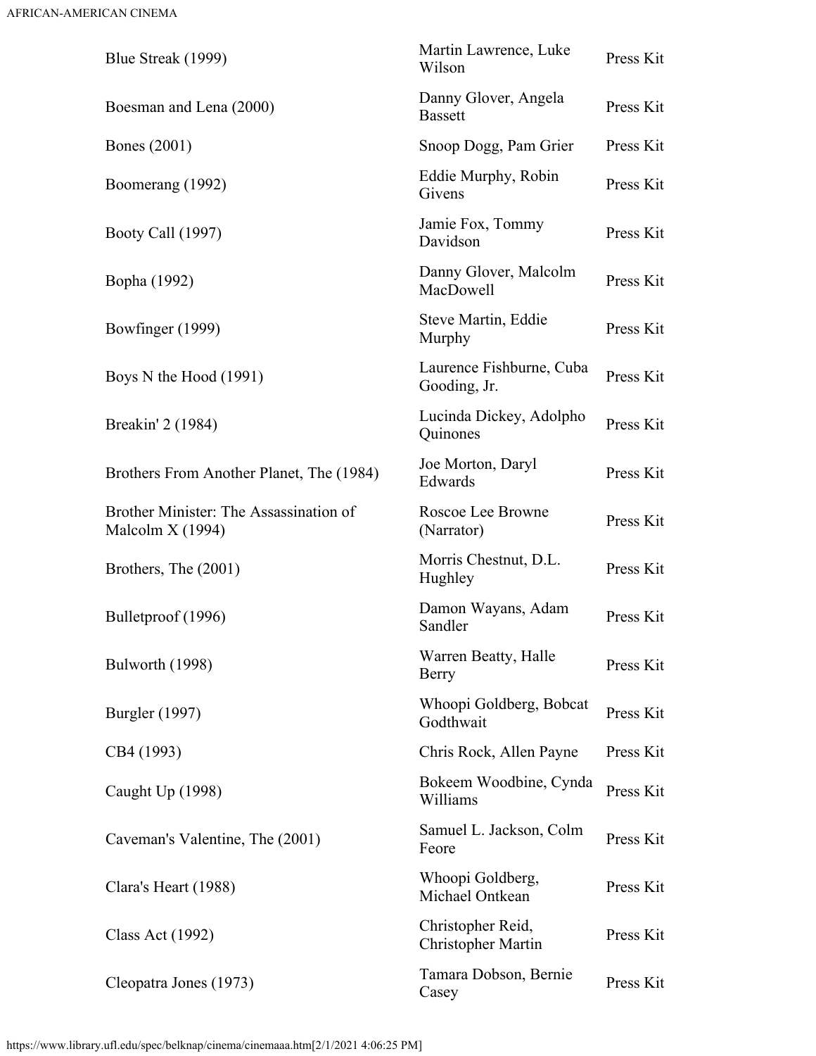| | | |
|---|---|---|
| Blue Streak (1999) | Martin Lawrence, Luke Wilson | Press Kit |
| Boesman and Lena (2000) | Danny Glover, Angela Bassett | Press Kit |
| Bones (2001) | Snoop Dogg, Pam Grier | Press Kit |
| Boomerang (1992) | Eddie Murphy, Robin Givens | Press Kit |
| Booty Call (1997) | Jamie Fox, Tommy Davidson | Press Kit |
| Bopha (1992) | Danny Glover, Malcolm MacDowell | Press Kit |
| Bowfinger (1999) | Steve Martin, Eddie Murphy | Press Kit |
| Boys N the Hood (1991) | Laurence Fishburne, Cuba Gooding, Jr. | Press Kit |
| Breakin' 2 (1984) | Lucinda Dickey, Adolpho Quinones | Press Kit |
| Brothers From Another Planet, The (1984) | Joe Morton, Daryl Edwards | Press Kit |
| Brother Minister: The Assassination of Malcolm X (1994) | Roscoe Lee Browne (Narrator) | Press Kit |
| Brothers, The (2001) | Morris Chestnut, D.L. Hughley | Press Kit |
| Bulletproof (1996) | Damon Wayans, Adam Sandler | Press Kit |
| Bulworth (1998) | Warren Beatty, Halle Berry | Press Kit |
| Burgler (1997) | Whoopi Goldberg, Bobcat Godthwait | Press Kit |
| CB4 (1993) | Chris Rock, Allen Payne | Press Kit |
| Caught Up (1998) | Bokeem Woodbine, Cynda Williams | Press Kit |
| Caveman's Valentine, The (2001) | Samuel L. Jackson, Colm Feore | Press Kit |
| Clara's Heart (1988) | Whoopi Goldberg, Michael Ontkean | Press Kit |
| Class Act (1992) | Christopher Reid, Christopher Martin | Press Kit |
| Cleopatra Jones (1973) | Tamara Dobson, Bernie Casey | Press Kit |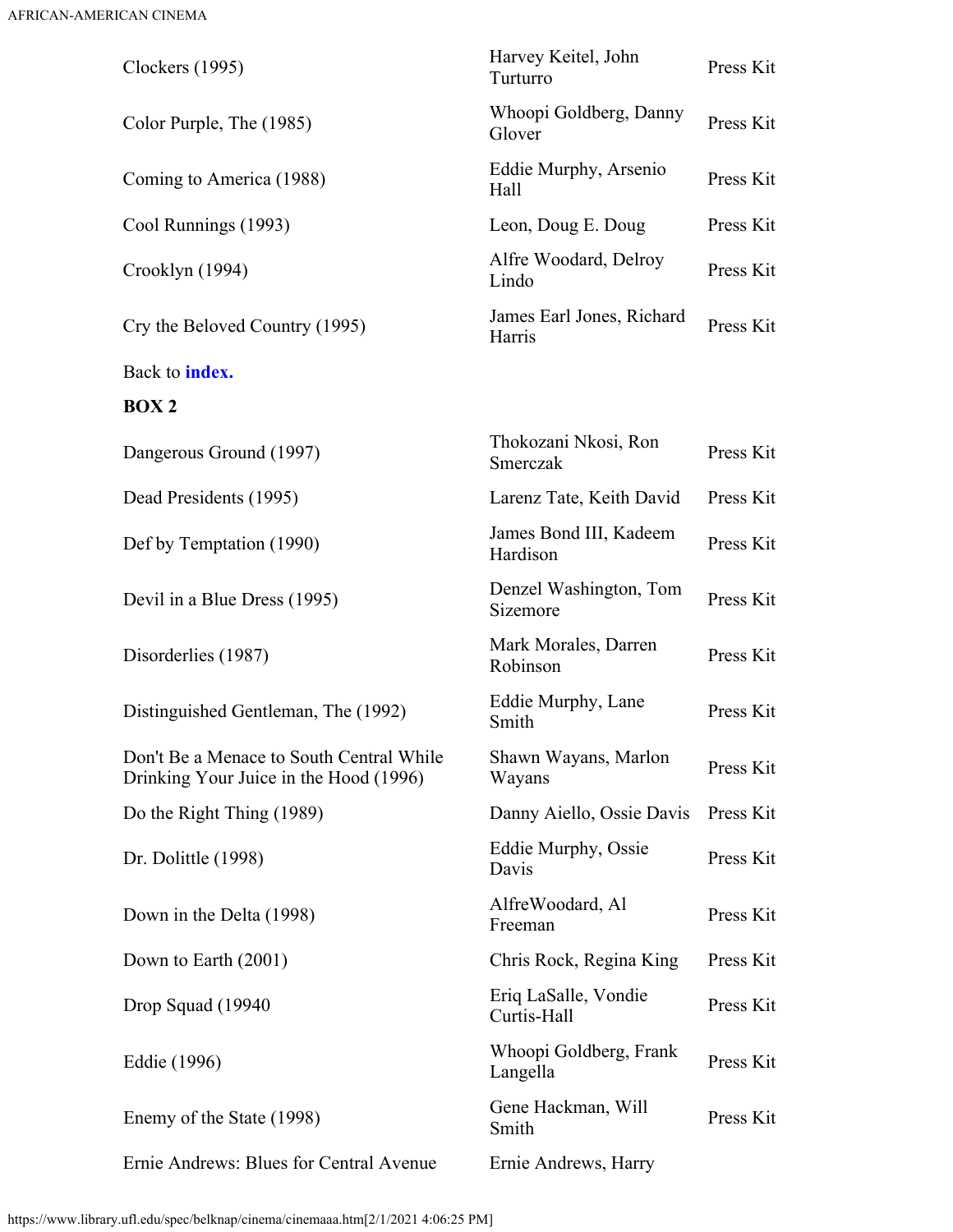| | | |
|---|---|---|
| Clockers (1995) | Harvey Keitel, John Turturro | Press Kit |
| Color Purple, The (1985) | Whoopi Goldberg, Danny Glover | Press Kit |
| Coming to America (1988) | Eddie Murphy, Arsenio Hall | Press Kit |
| Cool Runnings (1993) | Leon, Doug E. Doug | Press Kit |
| Crooklyn (1994) | Alfre Woodard, Delroy Lindo | Press Kit |
| Cry the Beloved Country (1995) | James Earl Jones, Richard Harris | Press Kit |

Back to **index.**

**BOX 2**

| | | |
|---|---|---|
| Dangerous Ground (1997) | Thokozani Nkosi, Ron Smerczak | Press Kit |
| Dead Presidents (1995) | Larenz Tate, Keith David | Press Kit |
| Def by Temptation (1990) | James Bond III, Kadeem Hardison | Press Kit |
| Devil in a Blue Dress (1995) | Denzel Washington, Tom Sizemore | Press Kit |
| Disorderlies (1987) | Mark Morales, Darren Robinson | Press Kit |
| Distinguished Gentleman, The (1992) | Eddie Murphy, Lane Smith | Press Kit |
| Don't Be a Menace to South Central While Drinking Your Juice in the Hood (1996) | Shawn Wayans, Marlon Wayans | Press Kit |
| Do the Right Thing (1989) | Danny Aiello, Ossie Davis | Press Kit |
| Dr. Dolittle (1998) | Eddie Murphy, Ossie Davis | Press Kit |
| Down in the Delta (1998) | AlfreWoodard, Al Freeman | Press Kit |
| Down to Earth (2001) | Chris Rock, Regina King | Press Kit |
| Drop Squad (19940 | Eriq LaSalle, Vondie Curtis-Hall | Press Kit |
| Eddie (1996) | Whoopi Goldberg, Frank Langella | Press Kit |
| Enemy of the State (1998) | Gene Hackman, Will Smith | Press Kit |
| Ernie Andrews: Blues for Central Avenue | Ernie Andrews, Harry | |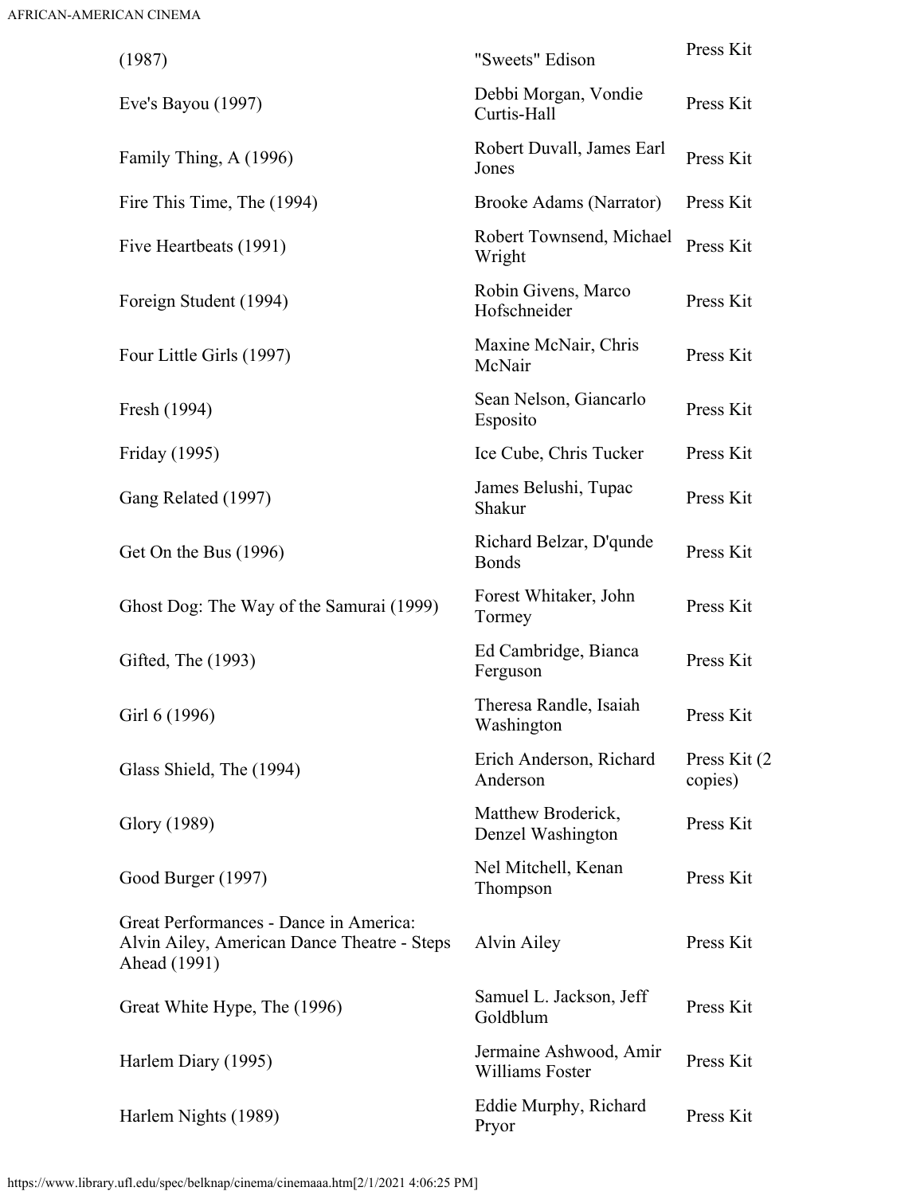| | | |
|---|---|---|
| (1987) | "Sweets" Edison | Press Kit |
| Eve's Bayou (1997) | Debbi Morgan, Vondie Curtis-Hall | Press Kit |
| Family Thing, A (1996) | Robert Duvall, James Earl Jones | Press Kit |
| Fire This Time, The (1994) | Brooke Adams (Narrator) | Press Kit |
| Five Heartbeats (1991) | Robert Townsend, Michael Wright | Press Kit |
| Foreign Student (1994) | Robin Givens, Marco Hofschneider | Press Kit |
| Four Little Girls (1997) | Maxine McNair, Chris McNair | Press Kit |
| Fresh (1994) | Sean Nelson, Giancarlo Esposito | Press Kit |
| Friday (1995) | Ice Cube, Chris Tucker | Press Kit |
| Gang Related (1997) | James Belushi, Tupac Shakur | Press Kit |
| Get On the Bus (1996) | Richard Belzar, D'qunde Bonds | Press Kit |
| Ghost Dog: The Way of the Samurai (1999) | Forest Whitaker, John Tormey | Press Kit |
| Gifted, The (1993) | Ed Cambridge, Bianca Ferguson | Press Kit |
| Girl 6 (1996) | Theresa Randle, Isaiah Washington | Press Kit |
| Glass Shield, The (1994) | Erich Anderson, Richard Anderson | Press Kit (2 copies) |
| Glory (1989) | Matthew Broderick, Denzel Washington | Press Kit |
| Good Burger (1997) | Nel Mitchell, Kenan Thompson | Press Kit |
| Great Performances - Dance in America: Alvin Ailey, American Dance Theatre - Steps Ahead (1991) | Alvin Ailey | Press Kit |
| Great White Hype, The (1996) | Samuel L. Jackson, Jeff Goldblum | Press Kit |
| Harlem Diary (1995) | Jermaine Ashwood, Amir Williams Foster | Press Kit |
| Harlem Nights (1989) | Eddie Murphy, Richard Pryor | Press Kit |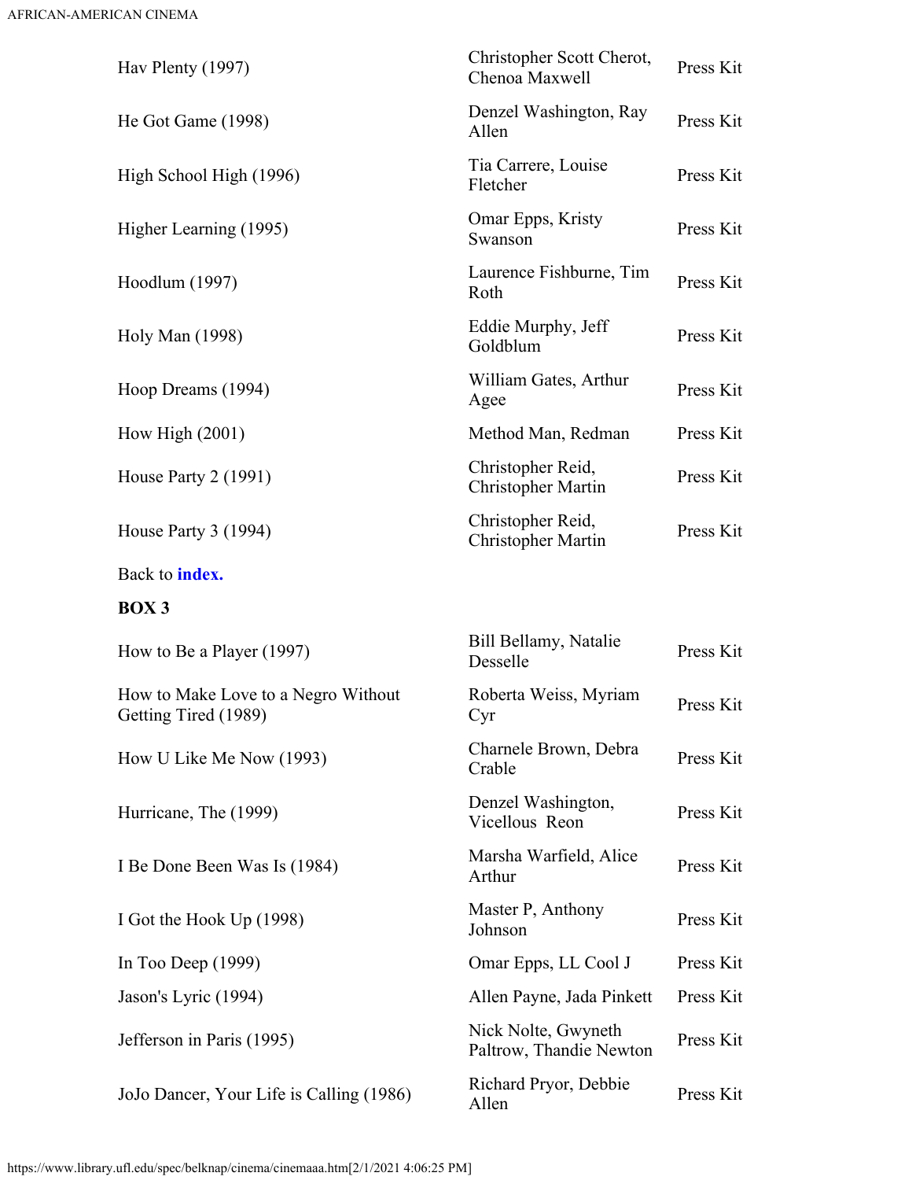| | | |
|---|---|---|
| Hav Plenty (1997) | Christopher Scott Cherot, Chenoa Maxwell | Press Kit |
| He Got Game (1998) | Denzel Washington, Ray Allen | Press Kit |
| High School High (1996) | Tia Carrere, Louise Fletcher | Press Kit |
| Higher Learning (1995) | Omar Epps, Kristy Swanson | Press Kit |
| Hoodlum (1997) | Laurence Fishburne, Tim Roth | Press Kit |
| Holy Man (1998) | Eddie Murphy, Jeff Goldblum | Press Kit |
| Hoop Dreams (1994) | William Gates, Arthur Agee | Press Kit |
| How High (2001) | Method Man, Redman | Press Kit |
| House Party 2 (1991) | Christopher Reid, Christopher Martin | Press Kit |
| House Party 3 (1994) | Christopher Reid, Christopher Martin | Press Kit |

Back to **index.**

**BOX 3**

| | | |
|---|---|---|
| How to Be a Player (1997) | Bill Bellamy, Natalie Desselle | Press Kit |
| How to Make Love to a Negro Without Getting Tired (1989) | Roberta Weiss, Myriam Cyr | Press Kit |
| How U Like Me Now (1993) | Charnele Brown, Debra Crable | Press Kit |
| Hurricane, The (1999) | Denzel Washington, Vicellous Reon | Press Kit |
| I Be Done Been Was Is (1984) | Marsha Warfield, Alice Arthur | Press Kit |
| I Got the Hook Up (1998) | Master P, Anthony Johnson | Press Kit |
| In Too Deep (1999) | Omar Epps, LL Cool J | Press Kit |
| Jason's Lyric (1994) | Allen Payne, Jada Pinkett | Press Kit |
| Jefferson in Paris (1995) | Nick Nolte, Gwyneth Paltrow, Thandie Newton | Press Kit |
| JoJo Dancer, Your Life is Calling (1986) | Richard Pryor, Debbie Allen | Press Kit |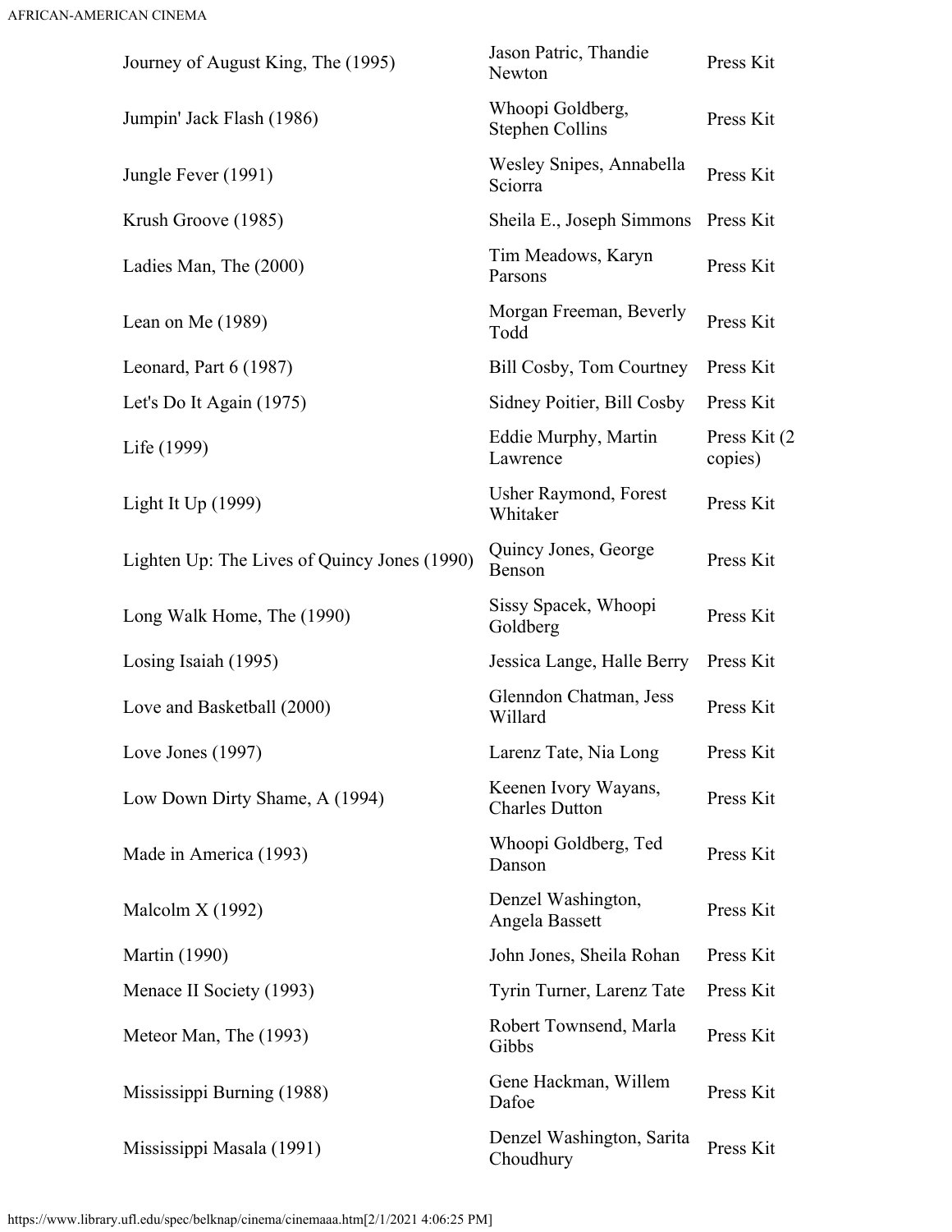| | | |
|---|---|---|
| Journey of August King, The (1995) | Jason Patric, Thandie Newton | Press Kit |
| Jumpin' Jack Flash (1986) | Whoopi Goldberg, Stephen Collins | Press Kit |
| Jungle Fever (1991) | Wesley Snipes, Annabella Sciorra | Press Kit |
| Krush Groove (1985) | Sheila E., Joseph Simmons | Press Kit |
| Ladies Man, The (2000) | Tim Meadows, Karyn Parsons | Press Kit |
| Lean on Me (1989) | Morgan Freeman, Beverly Todd | Press Kit |
| Leonard, Part 6 (1987) | Bill Cosby, Tom Courtney | Press Kit |
| Let's Do It Again (1975) | Sidney Poitier, Bill Cosby | Press Kit |
| Life (1999) | Eddie Murphy, Martin Lawrence | Press Kit (2 copies) |
| Light It Up (1999) | Usher Raymond, Forest Whitaker | Press Kit |
| Lighten Up: The Lives of Quincy Jones (1990) | Quincy Jones, George Benson | Press Kit |
| Long Walk Home, The (1990) | Sissy Spacek, Whoopi Goldberg | Press Kit |
| Losing Isaiah (1995) | Jessica Lange, Halle Berry | Press Kit |
| Love and Basketball (2000) | Glenndon Chatman, Jess Willard | Press Kit |
| Love Jones (1997) | Larenz Tate, Nia Long | Press Kit |
| Low Down Dirty Shame, A (1994) | Keenen Ivory Wayans, Charles Dutton | Press Kit |
| Made in America (1993) | Whoopi Goldberg, Ted Danson | Press Kit |
| Malcolm X (1992) | Denzel Washington, Angela Bassett | Press Kit |
| Martin (1990) | John Jones, Sheila Rohan | Press Kit |
| Menace II Society (1993) | Tyrin Turner, Larenz Tate | Press Kit |
| Meteor Man, The (1993) | Robert Townsend, Marla Gibbs | Press Kit |
| Mississippi Burning (1988) | Gene Hackman, Willem Dafoe | Press Kit |
| Mississippi Masala (1991) | Denzel Washington, Sarita Choudhury | Press Kit |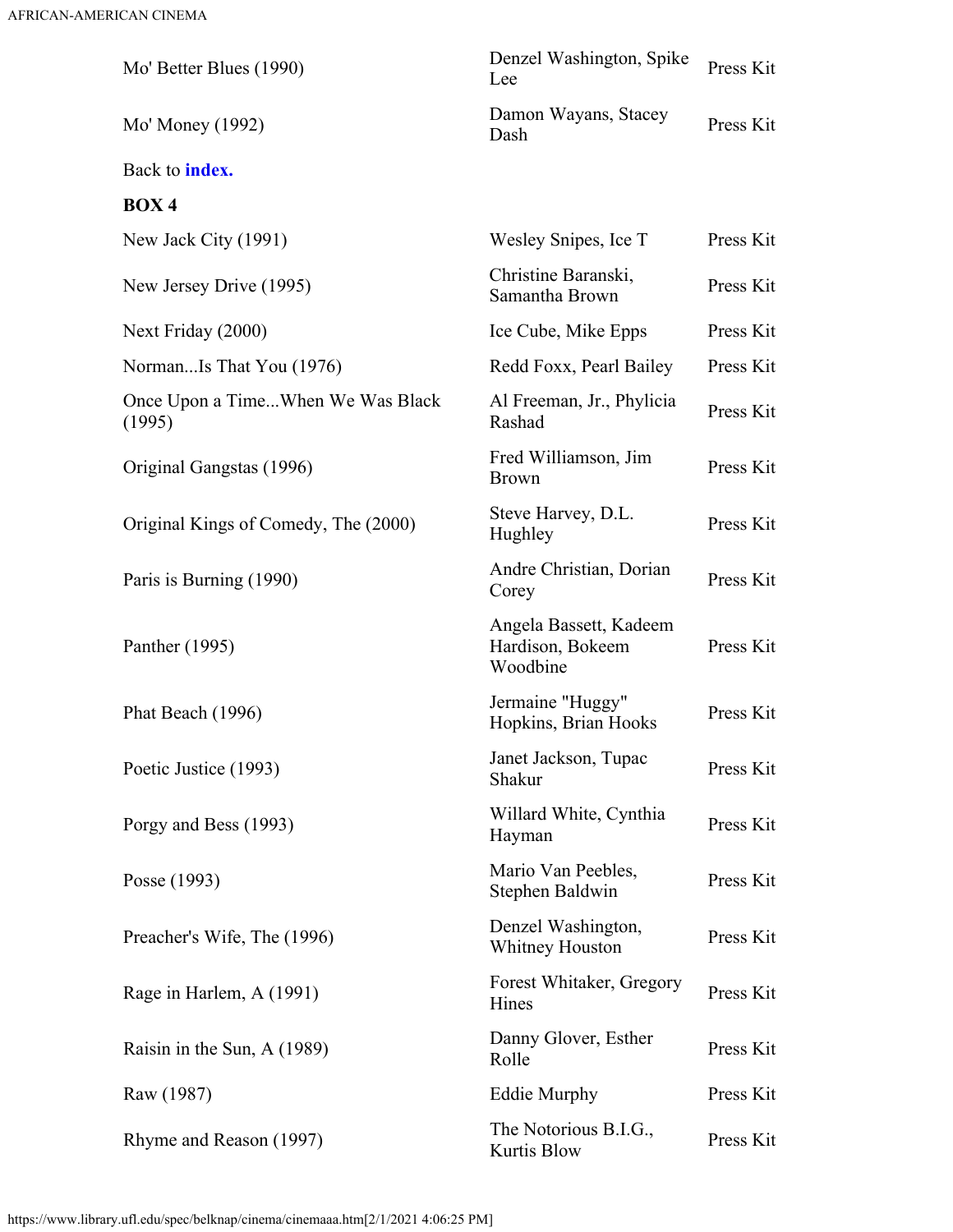| | | |
|---|---|---|
| Mo' Better Blues (1990) | Denzel Washington, Spike Lee | Press Kit |
| Mo' Money (1992) | Damon Wayans, Stacey Dash | Press Kit |

Back to **index.**

**BOX 4**

| | | |
|---|---|---|
| New Jack City (1991) | Wesley Snipes, Ice T | Press Kit |
| New Jersey Drive (1995) | Christine Baranski, Samantha Brown | Press Kit |
| Next Friday (2000) | Ice Cube, Mike Epps | Press Kit |
| Norman...Is That You (1976) | Redd Foxx, Pearl Bailey | Press Kit |
| Once Upon a Time...When We Was Black (1995) | Al Freeman, Jr., Phylicia Rashad | Press Kit |
| Original Gangstas (1996) | Fred Williamson, Jim Brown | Press Kit |
| Original Kings of Comedy, The (2000) | Steve Harvey, D.L. Hughley | Press Kit |
| Paris is Burning (1990) | Andre Christian, Dorian Corey | Press Kit |
| Panther (1995) | Angela Bassett, Kadeem Hardison, Bokeem Woodbine | Press Kit |
| Phat Beach (1996) | Jermaine "Huggy" Hopkins, Brian Hooks | Press Kit |
| Poetic Justice (1993) | Janet Jackson, Tupac Shakur | Press Kit |
| Porgy and Bess (1993) | Willard White, Cynthia Hayman | Press Kit |
| Posse (1993) | Mario Van Peebles, Stephen Baldwin | Press Kit |
| Preacher's Wife, The (1996) | Denzel Washington, Whitney Houston | Press Kit |
| Rage in Harlem, A (1991) | Forest Whitaker, Gregory Hines | Press Kit |
| Raisin in the Sun, A (1989) | Danny Glover, Esther Rolle | Press Kit |
| Raw (1987) | Eddie Murphy | Press Kit |
| Rhyme and Reason (1997) | The Notorious B.I.G., Kurtis Blow | Press Kit |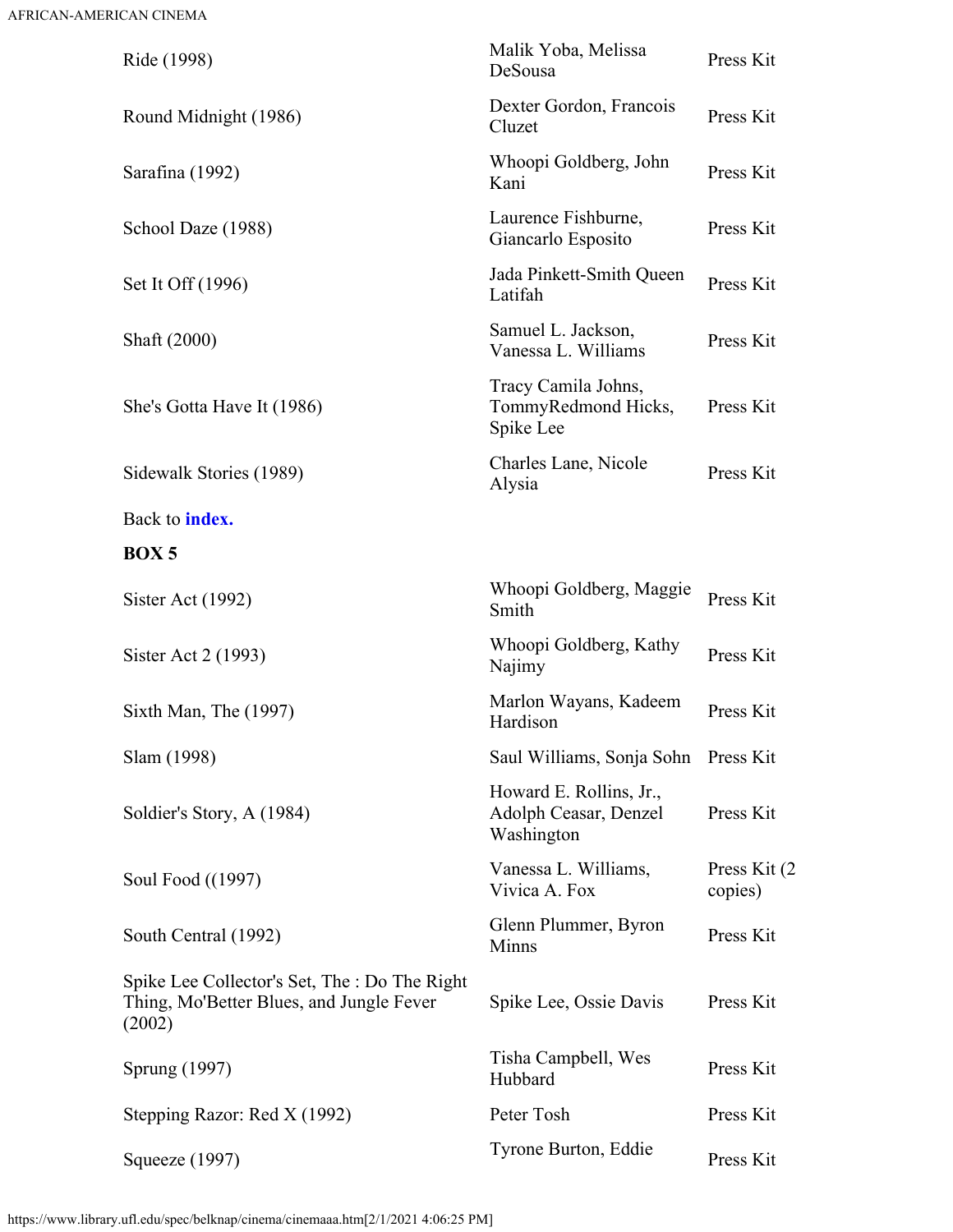| | | |
|---|---|---|
| Ride (1998) | Malik Yoba, Melissa DeSousa | Press Kit |
| Round Midnight (1986) | Dexter Gordon, Francois Cluzet | Press Kit |
| Sarafina (1992) | Whoopi Goldberg, John Kani | Press Kit |
| School Daze (1988) | Laurence Fishburne, Giancarlo Esposito | Press Kit |
| Set It Off (1996) | Jada Pinkett-Smith Queen Latifah | Press Kit |
| Shaft (2000) | Samuel L. Jackson, Vanessa L. Williams | Press Kit |
| She's Gotta Have It (1986) | Tracy Camila Johns, TommyRedmond Hicks, Spike Lee | Press Kit |
| Sidewalk Stories (1989) | Charles Lane, Nicole Alysia | Press Kit |

Back to **index.**

**BOX 5**

| | | |
|---|---|---|
| Sister Act (1992) | Whoopi Goldberg, Maggie Smith | Press Kit |
| Sister Act 2 (1993) | Whoopi Goldberg, Kathy Najimy | Press Kit |
| Sixth Man, The (1997) | Marlon Wayans, Kadeem Hardison | Press Kit |
| Slam (1998) | Saul Williams, Sonja Sohn | Press Kit |
| Soldier's Story, A (1984) | Howard E. Rollins, Jr., Adolph Ceasar, Denzel Washington | Press Kit |
| Soul Food ((1997) | Vanessa L. Williams, Vivica A. Fox | Press Kit (2 copies) |
| South Central (1992) | Glenn Plummer, Byron Minns | Press Kit |
| Spike Lee Collector's Set, The : Do The Right Thing, Mo'Better Blues, and Jungle Fever (2002) | Spike Lee, Ossie Davis | Press Kit |
| Sprung (1997) | Tisha Campbell, Wes Hubbard | Press Kit |
| Stepping Razor: Red X (1992) | Peter Tosh | Press Kit |
| Squeeze (1997) | Tyrone Burton, Eddie | Press Kit |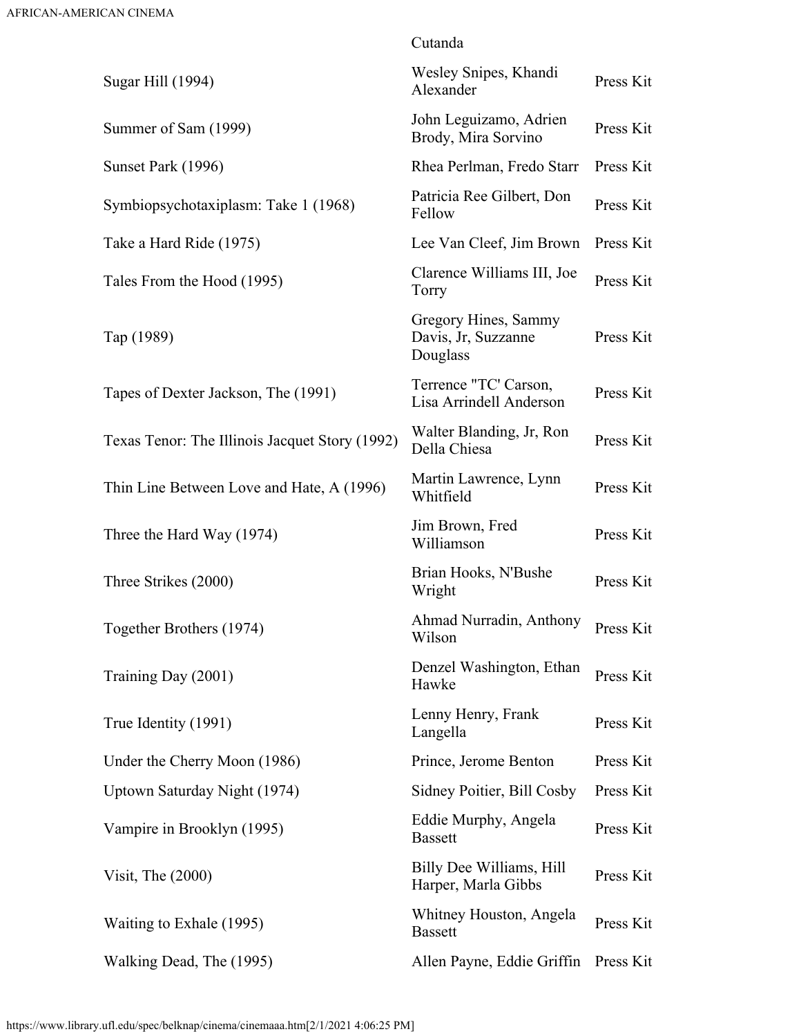| | | |
|---|---|---|
| | Cutanda | |
| Sugar Hill (1994) | Wesley Snipes, Khandi Alexander | Press Kit |
| Summer of Sam (1999) | John Leguizamo, Adrien Brody, Mira Sorvino | Press Kit |
| Sunset Park (1996) | Rhea Perlman, Fredo Starr | Press Kit |
| Symbiopsychotaxiplasm: Take 1 (1968) | Patricia Ree Gilbert, Don Fellow | Press Kit |
| Take a Hard Ride (1975) | Lee Van Cleef, Jim Brown | Press Kit |
| Tales From the Hood (1995) | Clarence Williams III, Joe Torry | Press Kit |
| Tap (1989) | Gregory Hines, Sammy Davis, Jr, Suzzanne Douglass | Press Kit |
| Tapes of Dexter Jackson, The (1991) | Terrence "TC' Carson, Lisa Arrindell Anderson | Press Kit |
| Texas Tenor: The Illinois Jacquet Story (1992) | Walter Blanding, Jr, Ron Della Chiesa | Press Kit |
| Thin Line Between Love and Hate, A (1996) | Martin Lawrence, Lynn Whitfield | Press Kit |
| Three the Hard Way (1974) | Jim Brown, Fred Williamson | Press Kit |
| Three Strikes (2000) | Brian Hooks, N'Bushe Wright | Press Kit |
| Together Brothers (1974) | Ahmad Nurradin, Anthony Wilson | Press Kit |
| Training Day (2001) | Denzel Washington, Ethan Hawke | Press Kit |
| True Identity (1991) | Lenny Henry, Frank Langella | Press Kit |
| Under the Cherry Moon (1986) | Prince, Jerome Benton | Press Kit |
| Uptown Saturday Night (1974) | Sidney Poitier, Bill Cosby | Press Kit |
| Vampire in Brooklyn (1995) | Eddie Murphy, Angela Bassett | Press Kit |
| Visit, The (2000) | Billy Dee Williams, Hill Harper, Marla Gibbs | Press Kit |
| Waiting to Exhale (1995) | Whitney Houston, Angela Bassett | Press Kit |
| Walking Dead, The (1995) | Allen Payne, Eddie Griffin | Press Kit |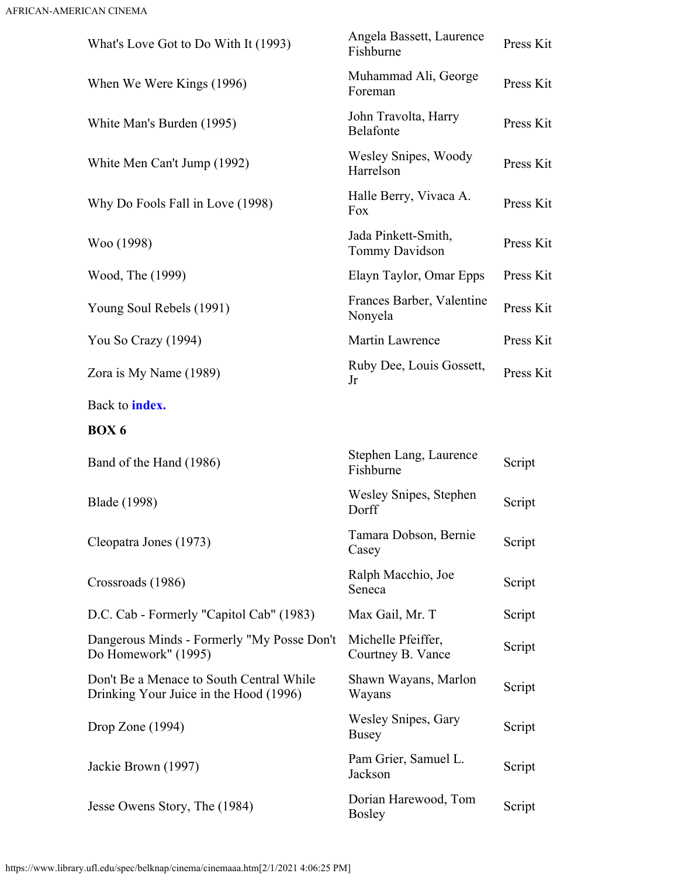| | | |
|---|---|---|
| What's Love Got to Do With It (1993) | Angela Bassett, Laurence Fishburne | Press Kit |
| When We Were Kings (1996) | Muhammad Ali, George Foreman | Press Kit |
| White Man's Burden (1995) | John Travolta, Harry Belafonte | Press Kit |
| White Men Can't Jump (1992) | Wesley Snipes, Woody Harrelson | Press Kit |
| Why Do Fools Fall in Love (1998) | Halle Berry, Vivaca A. Fox | Press Kit |
| Woo (1998) | Jada Pinkett-Smith, Tommy Davidson | Press Kit |
| Wood, The (1999) | Elayn Taylor, Omar Epps | Press Kit |
| Young Soul Rebels (1991) | Frances Barber, Valentine Nonyela | Press Kit |
| You So Crazy (1994) | Martin Lawrence | Press Kit |
| Zora is My Name (1989) | Ruby Dee, Louis Gossett, Jr | Press Kit |

Back to **index.**

**BOX 6**

| | | |
|---|---|---|
| Band of the Hand (1986) | Stephen Lang, Laurence Fishburne | Script |
| Blade (1998) | Wesley Snipes, Stephen Dorff | Script |
| Cleopatra Jones (1973) | Tamara Dobson, Bernie Casey | Script |
| Crossroads (1986) | Ralph Macchio, Joe Seneca | Script |
| D.C. Cab - Formerly "Capitol Cab" (1983) | Max Gail, Mr. T | Script |
| Dangerous Minds - Formerly "My Posse Don't Do Homework" (1995) | Michelle Pfeiffer, Courtney B. Vance | Script |
| Don't Be a Menace to South Central While Drinking Your Juice in the Hood (1996) | Shawn Wayans, Marlon Wayans | Script |
| Drop Zone (1994) | Wesley Snipes, Gary Busey | Script |
| Jackie Brown (1997) | Pam Grier, Samuel L. Jackson | Script |
| Jesse Owens Story, The (1984) | Dorian Harewood, Tom Bosley | Script |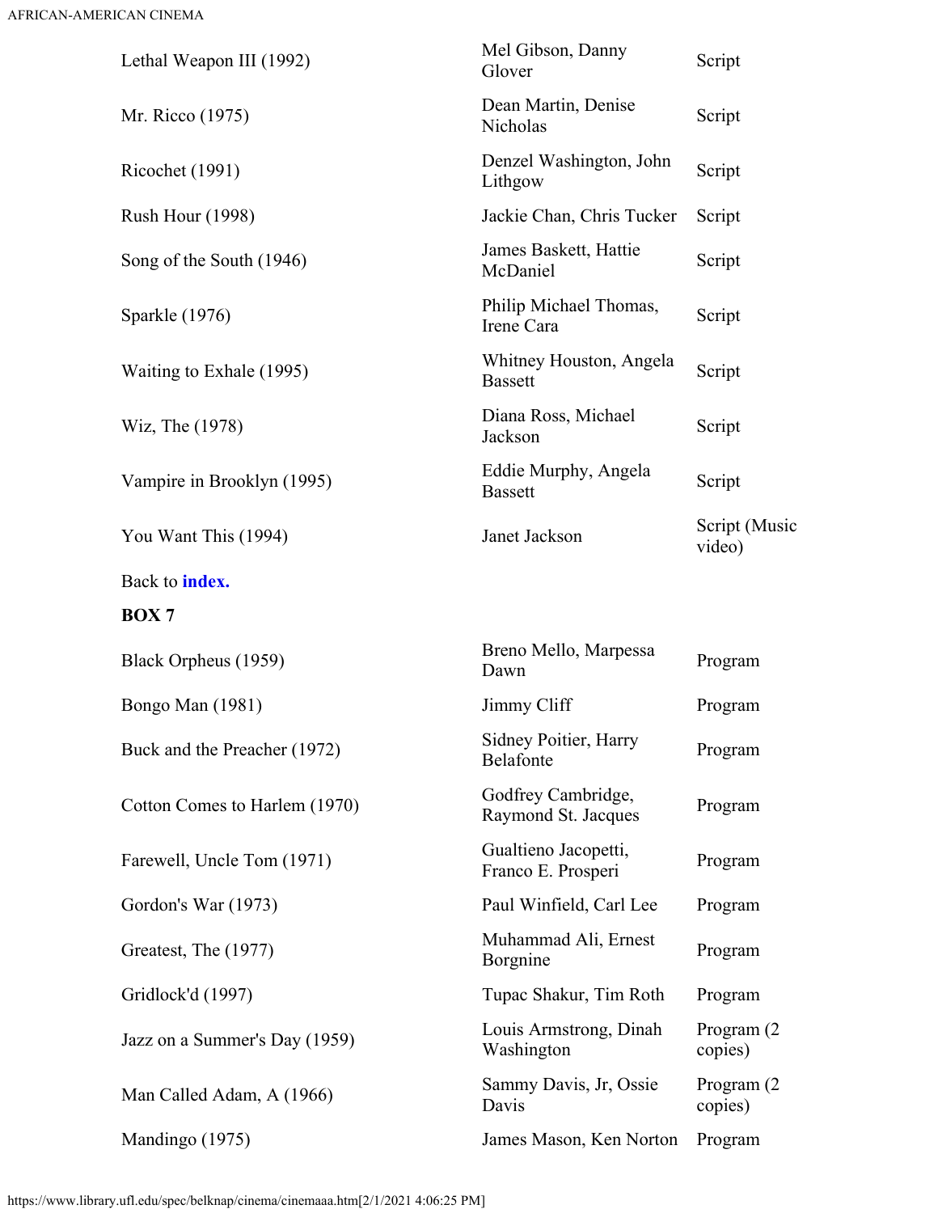| | | |
|---|---|---|
| Lethal Weapon III (1992) | Mel Gibson, Danny Glover | Script |
| Mr. Ricco (1975) | Dean Martin, Denise Nicholas | Script |
| Ricochet (1991) | Denzel Washington, John Lithgow | Script |
| Rush Hour (1998) | Jackie Chan, Chris Tucker | Script |
| Song of the South (1946) | James Baskett, Hattie McDaniel | Script |
| Sparkle (1976) | Philip Michael Thomas, Irene Cara | Script |
| Waiting to Exhale (1995) | Whitney Houston, Angela Bassett | Script |
| Wiz, The (1978) | Diana Ross, Michael Jackson | Script |
| Vampire in Brooklyn (1995) | Eddie Murphy, Angela Bassett | Script |
| You Want This (1994) | Janet Jackson | Script (Music video) |

Back to **index.**

**BOX 7**

| | | |
|---|---|---|
| Black Orpheus (1959) | Breno Mello, Marpessa Dawn | Program |
| Bongo Man (1981) | Jimmy Cliff | Program |
| Buck and the Preacher (1972) | Sidney Poitier, Harry Belafonte | Program |
| Cotton Comes to Harlem (1970) | Godfrey Cambridge, Raymond St. Jacques | Program |
| Farewell, Uncle Tom (1971) | Gualtieno Jacopetti, Franco E. Prosperi | Program |
| Gordon's War (1973) | Paul Winfield, Carl Lee | Program |
| Greatest, The (1977) | Muhammad Ali, Ernest Borgnine | Program |
| Gridlock'd (1997) | Tupac Shakur, Tim Roth | Program |
| Jazz on a Summer's Day (1959) | Louis Armstrong, Dinah Washington | Program (2 copies) |
| Man Called Adam, A (1966) | Sammy Davis, Jr, Ossie Davis | Program (2 copies) |
| Mandingo (1975) | James Mason, Ken Norton | Program |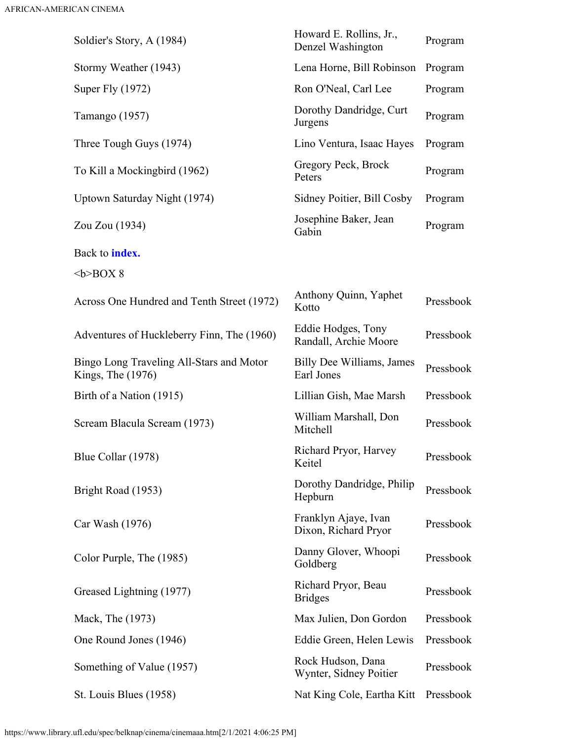| | | |
|---|---|---|
| Soldier's Story, A (1984) | Howard E. Rollins, Jr., Denzel Washington | Program |
| Stormy Weather (1943) | Lena Horne, Bill Robinson | Program |
| Super Fly (1972) | Ron O'Neal, Carl Lee | Program |
| Tamango (1957) | Dorothy Dandridge, Curt Jurgens | Program |
| Three Tough Guys (1974) | Lino Ventura, Isaac Hayes | Program |
| To Kill a Mockingbird (1962) | Gregory Peck, Brock Peters | Program |
| Uptown Saturday Night (1974) | Sidney Poitier, Bill Cosby | Program |
| Zou Zou (1934) | Josephine Baker, Jean Gabin | Program |

Back to **index.**

<b>BOX 8

| | | |
|---|---|---|
| Across One Hundred and Tenth Street (1972) | Anthony Quinn, Yaphet Kotto | Pressbook |
| Adventures of Huckleberry Finn, The (1960) | Eddie Hodges, Tony Randall, Archie Moore | Pressbook |
| Bingo Long Traveling All-Stars and Motor Kings, The (1976) | Billy Dee Williams, James Earl Jones | Pressbook |
| Birth of a Nation (1915) | Lillian Gish, Mae Marsh | Pressbook |
| Scream Blacula Scream (1973) | William Marshall, Don Mitchell | Pressbook |
| Blue Collar (1978) | Richard Pryor, Harvey Keitel | Pressbook |
| Bright Road (1953) | Dorothy Dandridge, Philip Hepburn | Pressbook |
| Car Wash (1976) | Franklyn Ajaye, Ivan Dixon, Richard Pryor | Pressbook |
| Color Purple, The (1985) | Danny Glover, Whoopi Goldberg | Pressbook |
| Greased Lightning (1977) | Richard Pryor, Beau Bridges | Pressbook |
| Mack, The (1973) | Max Julien, Don Gordon | Pressbook |
| One Round Jones (1946) | Eddie Green, Helen Lewis | Pressbook |
| Something of Value (1957) | Rock Hudson, Dana Wynter, Sidney Poitier | Pressbook |
| St. Louis Blues (1958) | Nat King Cole, Eartha Kitt | Pressbook |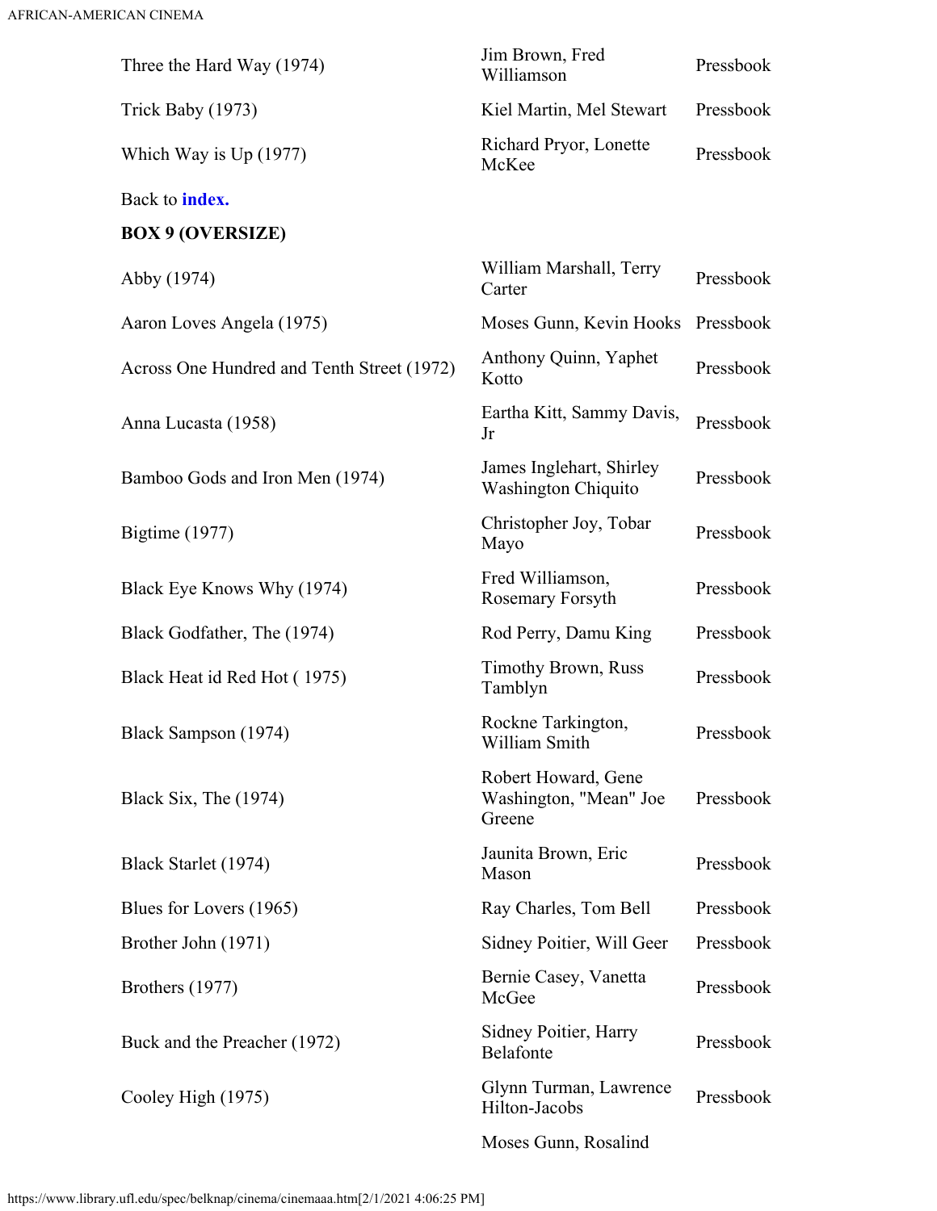| | | |
|---|---|---|
| Three the Hard Way (1974) | Jim Brown, Fred Williamson | Pressbook |
| Trick Baby (1973) | Kiel Martin, Mel Stewart | Pressbook |
| Which Way is Up (1977) | Richard Pryor, Lonette McKee | Pressbook |

Back to **index.**

**BOX 9 (OVERSIZE)**

| | | |
|---|---|---|
| Abby (1974) | William Marshall, Terry Carter | Pressbook |
| Aaron Loves Angela (1975) | Moses Gunn, Kevin Hooks | Pressbook |
| Across One Hundred and Tenth Street (1972) | Anthony Quinn, Yaphet Kotto | Pressbook |
| Anna Lucasta (1958) | Eartha Kitt, Sammy Davis, Jr | Pressbook |
| Bamboo Gods and Iron Men (1974) | James Inglehart, Shirley Washington Chiquito | Pressbook |
| Bigtime (1977) | Christopher Joy, Tobar Mayo | Pressbook |
| Black Eye Knows Why (1974) | Fred Williamson, Rosemary Forsyth | Pressbook |
| Black Godfather, The (1974) | Rod Perry, Damu King | Pressbook |
| Black Heat id Red Hot ( 1975) | Timothy Brown, Russ Tamblyn | Pressbook |
| Black Sampson (1974) | Rockne Tarkington, William Smith | Pressbook |
| Black Six, The (1974) | Robert Howard, Gene Washington, "Mean" Joe Greene | Pressbook |
| Black Starlet (1974) | Jaunita Brown, Eric Mason | Pressbook |
| Blues for Lovers (1965) | Ray Charles, Tom Bell | Pressbook |
| Brother John (1971) | Sidney Poitier, Will Geer | Pressbook |
| Brothers (1977) | Bernie Casey, Vanetta McGee | Pressbook |
| Buck and the Preacher (1972) | Sidney Poitier, Harry Belafonte | Pressbook |
| Cooley High (1975) | Glynn Turman, Lawrence Hilton-Jacobs | Pressbook |
| | Moses Gunn, Rosalind | |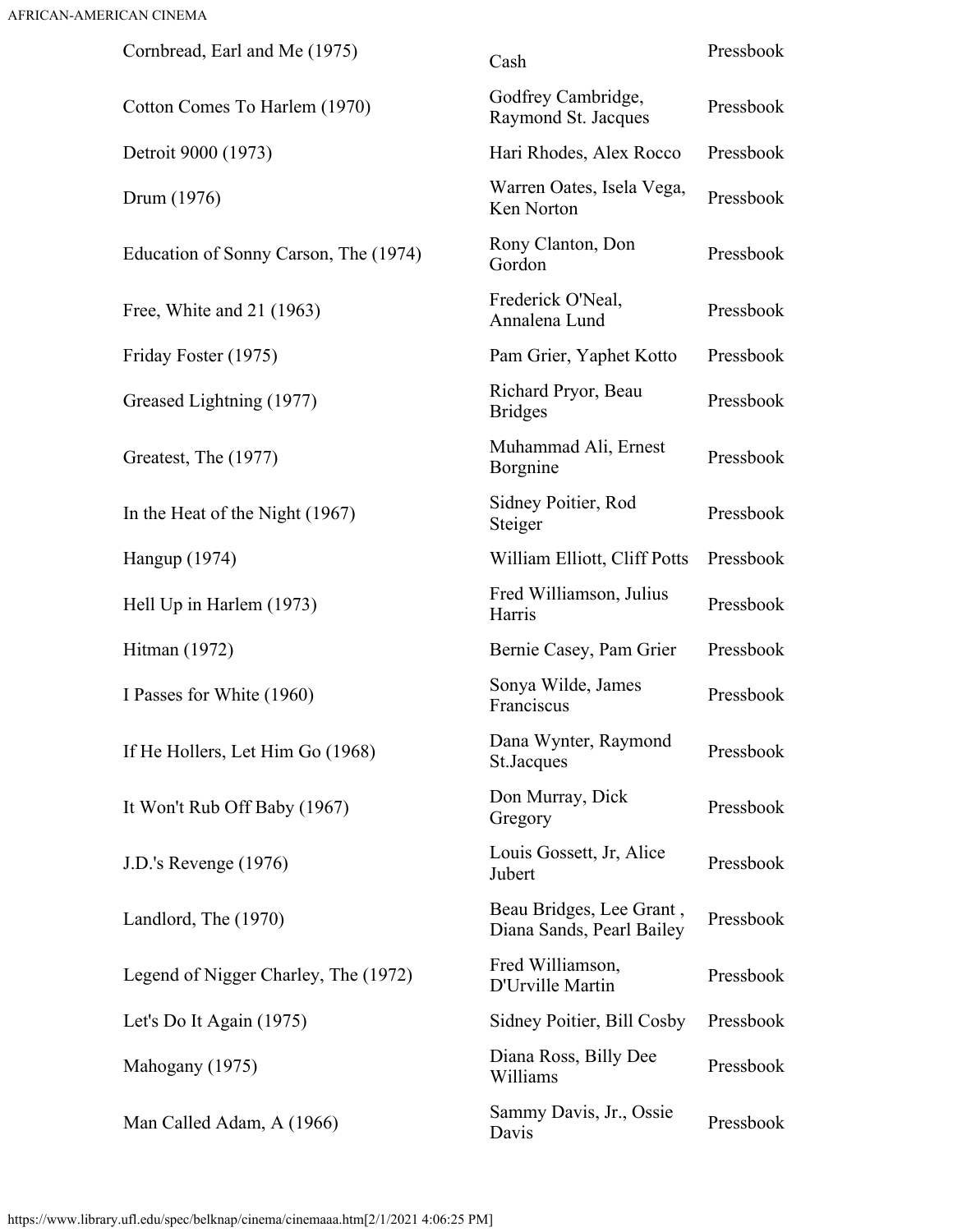| | | |
|---|---|---|
| Cornbread, Earl and Me (1975) | Cash | Pressbook |
| Cotton Comes To Harlem (1970) | Godfrey Cambridge, Raymond St. Jacques | Pressbook |
| Detroit 9000 (1973) | Hari Rhodes, Alex Rocco | Pressbook |
| Drum (1976) | Warren Oates, Isela Vega, Ken Norton | Pressbook |
| Education of Sonny Carson, The (1974) | Rony Clanton, Don Gordon | Pressbook |
| Free, White and 21 (1963) | Frederick O'Neal, Annalena Lund | Pressbook |
| Friday Foster (1975) | Pam Grier, Yaphet Kotto | Pressbook |
| Greased Lightning (1977) | Richard Pryor, Beau Bridges | Pressbook |
| Greatest, The (1977) | Muhammad Ali, Ernest Borgnine | Pressbook |
| In the Heat of the Night (1967) | Sidney Poitier, Rod Steiger | Pressbook |
| Hangup (1974) | William Elliott, Cliff Potts | Pressbook |
| Hell Up in Harlem (1973) | Fred Williamson, Julius Harris | Pressbook |
| Hitman (1972) | Bernie Casey, Pam Grier | Pressbook |
| I Passes for White (1960) | Sonya Wilde, James Franciscus | Pressbook |
| If He Hollers, Let Him Go (1968) | Dana Wynter, Raymond St.Jacques | Pressbook |
| It Won't Rub Off Baby (1967) | Don Murray, Dick Gregory | Pressbook |
| J.D.'s Revenge (1976) | Louis Gossett, Jr, Alice Jubert | Pressbook |
| Landlord, The (1970) | Beau Bridges, Lee Grant , Diana Sands, Pearl Bailey | Pressbook |
| Legend of Nigger Charley, The (1972) | Fred Williamson, D'Urville Martin | Pressbook |
| Let's Do It Again (1975) | Sidney Poitier, Bill Cosby | Pressbook |
| Mahogany (1975) | Diana Ross, Billy Dee Williams | Pressbook |
| Man Called Adam, A (1966) | Sammy Davis, Jr., Ossie Davis | Pressbook |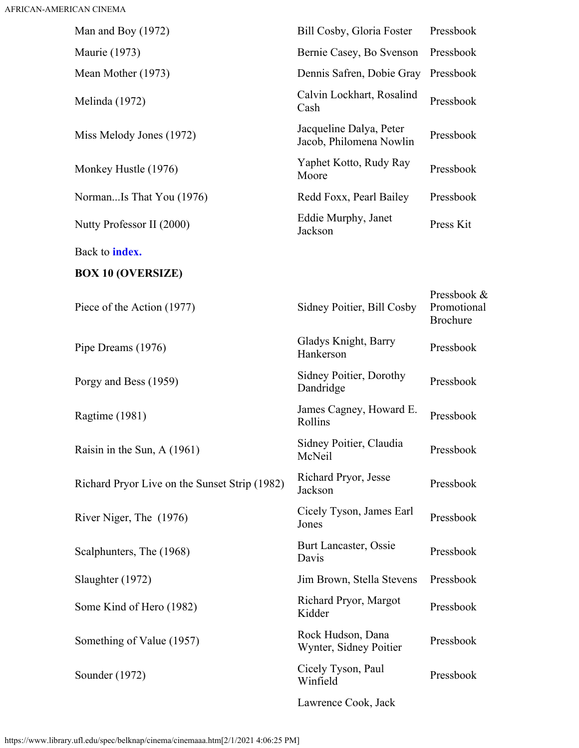| | | |
|---|---|---|
| Man and Boy (1972) | Bill Cosby, Gloria Foster | Pressbook |
| Maurie (1973) | Bernie Casey, Bo Svenson | Pressbook |
| Mean Mother (1973) | Dennis Safren, Dobie Gray | Pressbook |
| Melinda (1972) | Calvin Lockhart, Rosalind Cash | Pressbook |
| Miss Melody Jones (1972) | Jacqueline Dalya, Peter Jacob, Philomena Nowlin | Pressbook |
| Monkey Hustle (1976) | Yaphet Kotto, Rudy Ray Moore | Pressbook |
| Norman...Is That You (1976) | Redd Foxx, Pearl Bailey | Pressbook |
| Nutty Professor II (2000) | Eddie Murphy, Janet Jackson | Press Kit |

Back to **index.**

**BOX 10 (OVERSIZE)**

| | | |
|---|---|---|
| Piece of the Action (1977) | Sidney Poitier, Bill Cosby | Pressbook & Promotional Brochure |
| Pipe Dreams (1976) | Gladys Knight, Barry Hankerson | Pressbook |
| Porgy and Bess (1959) | Sidney Poitier, Dorothy Dandridge | Pressbook |
| Ragtime (1981) | James Cagney, Howard E. Rollins | Pressbook |
| Raisin in the Sun, A (1961) | Sidney Poitier, Claudia McNeil | Pressbook |
| Richard Pryor Live on the Sunset Strip (1982) | Richard Pryor, Jesse Jackson | Pressbook |
| River Niger, The (1976) | Cicely Tyson, James Earl Jones | Pressbook |
| Scalphunters, The (1968) | Burt Lancaster, Ossie Davis | Pressbook |
| Slaughter (1972) | Jim Brown, Stella Stevens | Pressbook |
| Some Kind of Hero (1982) | Richard Pryor, Margot Kidder | Pressbook |
| Something of Value (1957) | Rock Hudson, Dana Wynter, Sidney Poitier | Pressbook |
| Sounder (1972) | Cicely Tyson, Paul Winfield | Pressbook |
| | Lawrence Cook, Jack | |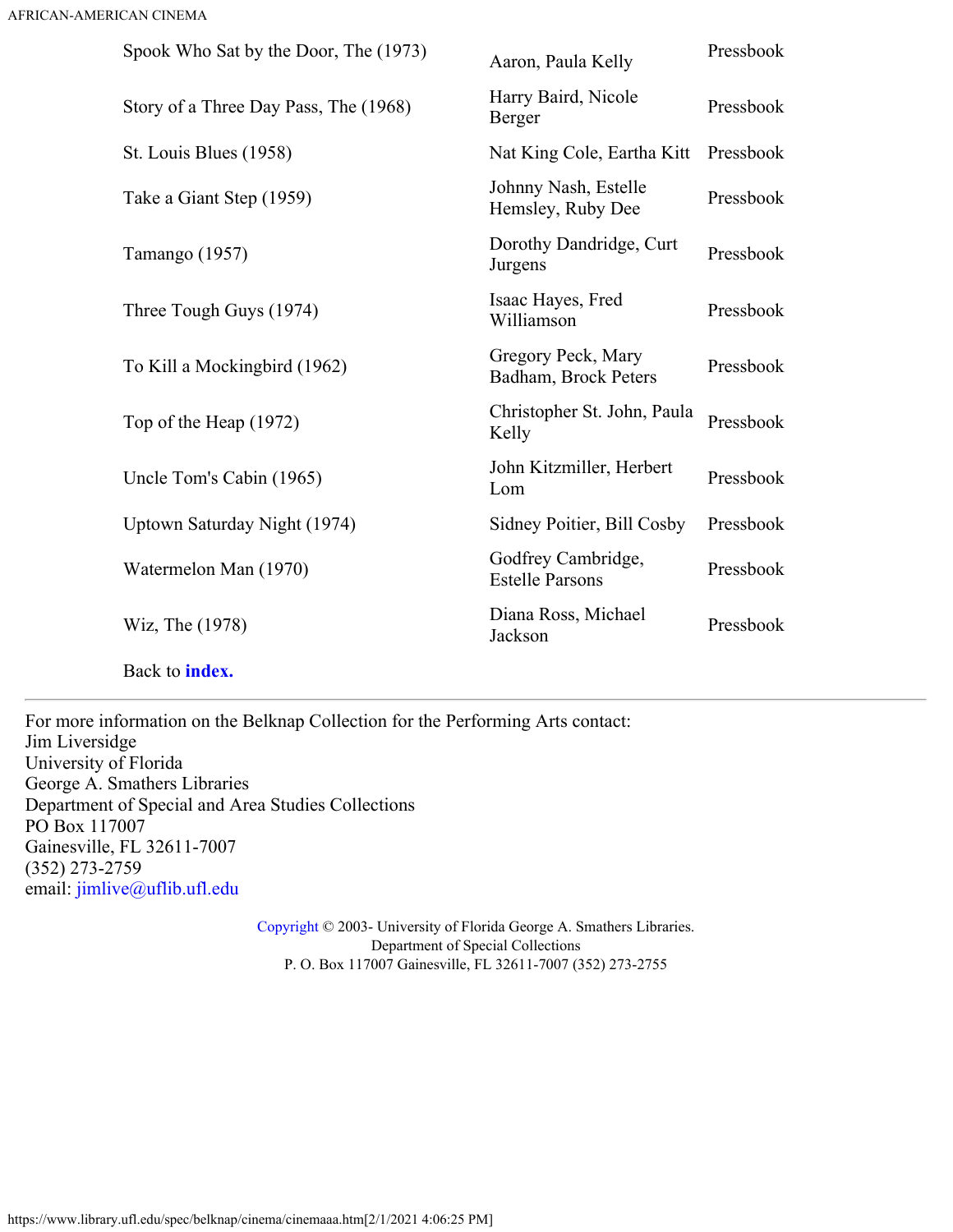| | | |
|---|---|---|
| Spook Who Sat by the Door, The (1973) | Aaron, Paula Kelly | Pressbook |
| Story of a Three Day Pass, The (1968) | Harry Baird, Nicole Berger | Pressbook |
| St. Louis Blues (1958) | Nat King Cole, Eartha Kitt | Pressbook |
| Take a Giant Step (1959) | Johnny Nash, Estelle Hemsley, Ruby Dee | Pressbook |
| Tamango (1957) | Dorothy Dandridge, Curt Jurgens | Pressbook |
| Three Tough Guys (1974) | Isaac Hayes, Fred Williamson | Pressbook |
| To Kill a Mockingbird (1962) | Gregory Peck, Mary Badham, Brock Peters | Pressbook |
| Top of the Heap (1972) | Christopher St. John, Paula Kelly | Pressbook |
| Uncle Tom's Cabin (1965) | John Kitzmiller, Herbert Lom | Pressbook |
| Uptown Saturday Night (1974) | Sidney Poitier, Bill Cosby | Pressbook |
| Watermelon Man (1970) | Godfrey Cambridge, Estelle Parsons | Pressbook |
| Wiz, The (1978) | Diana Ross, Michael Jackson | Pressbook |

Back to **index.**

---

For more information on the Belknap Collection for the Performing Arts contact:
Jim Liversidge
University of Florida
George A. Smathers Libraries
Department of Special and Area Studies Collections
PO Box 117007
Gainesville, FL 32611-7007
(352) 273-2759
email: jimlive@uflib.ufl.edu

Copyright © 2003- University of Florida George A. Smathers Libraries.
Department of Special Collections
P. O. Box 117007 Gainesville, FL 32611-7007 (352) 273-2755